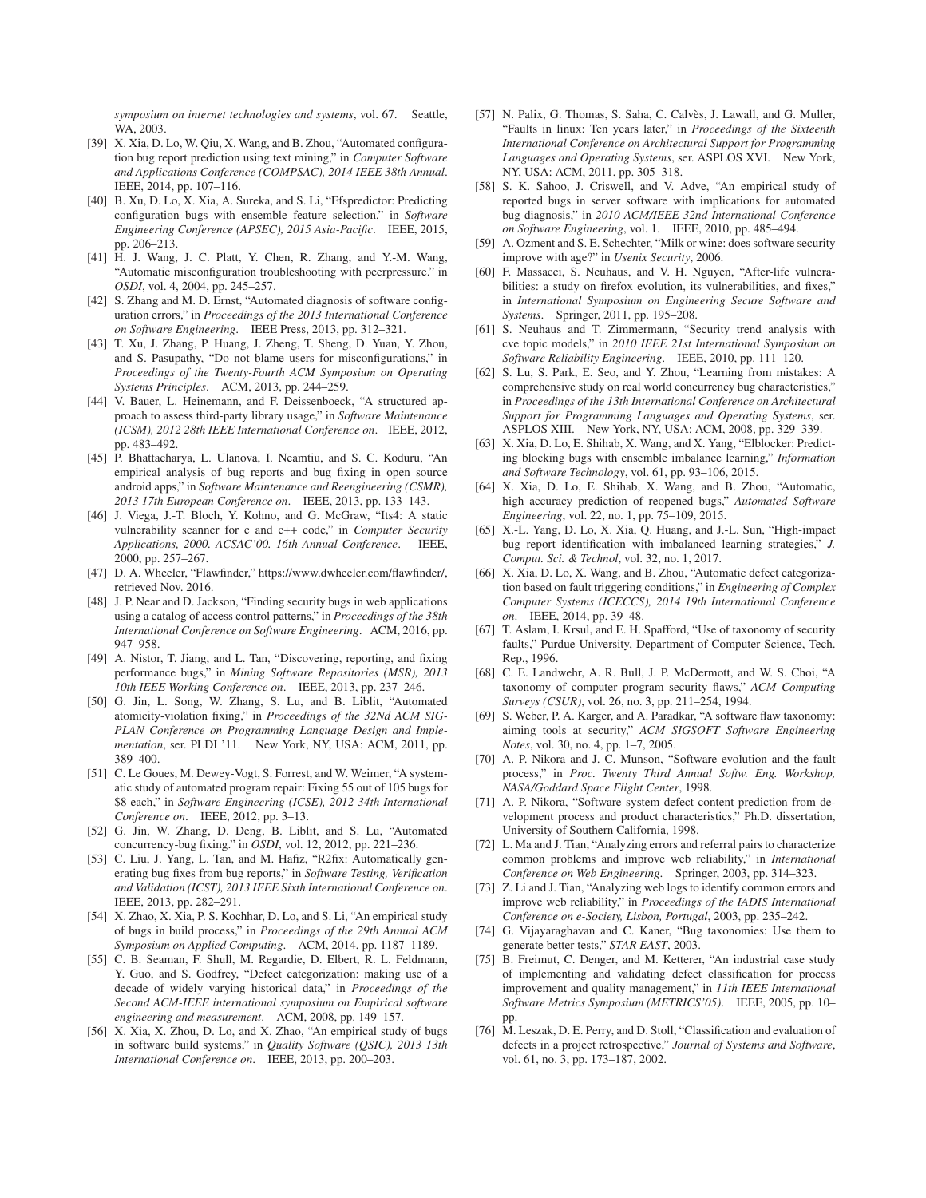*symposium on internet technologies and systems*, vol. 67. Seattle, WA, 2003.

[39] X. Xia, D. Lo, W. Qiu, X. Wang, and B. Zhou, "Automated configuration bug report prediction using text mining," in *Computer Software and Applications Conference (COMPSAC), 2014 IEEE 38th Annual*. IEEE, 2014, pp. 107–116.

[40] B. Xu, D. Lo, X. Xia, A. Sureka, and S. Li, "Efspredictor: Predicting configuration bugs with ensemble feature selection," in *Software Engineering Conference (APSEC), 2015 Asia-Pacific*. IEEE, 2015, pp. 206–213.

[41] H. J. Wang, J. C. Platt, Y. Chen, R. Zhang, and Y.-M. Wang, "Automatic misconfiguration troubleshooting with peerpressure." in *OSDI*, vol. 4, 2004, pp. 245–257.

[42] S. Zhang and M. D. Ernst, "Automated diagnosis of software configuration errors," in *Proceedings of the 2013 International Conference on Software Engineering*. IEEE Press, 2013, pp. 312–321.

[43] T. Xu, J. Zhang, P. Huang, J. Zheng, T. Sheng, D. Yuan, Y. Zhou, and S. Pasupathy, "Do not blame users for misconfigurations," in *Proceedings of the Twenty-Fourth ACM Symposium on Operating Systems Principles*. ACM, 2013, pp. 244–259.

[44] V. Bauer, L. Heinemann, and F. Deissenboeck, "A structured approach to assess third-party library usage," in *Software Maintenance (ICSM), 2012 28th IEEE International Conference on*. IEEE, 2012, pp. 483–492.

[45] P. Bhattacharya, L. Ulanova, I. Neamtiu, and S. C. Koduru, "An empirical analysis of bug reports and bug fixing in open source android apps," in *Software Maintenance and Reengineering (CSMR), 2013 17th European Conference on*. IEEE, 2013, pp. 133–143.

[46] J. Viega, J.-T. Bloch, Y. Kohno, and G. McGraw, "Its4: A static vulnerability scanner for c and c++ code," in *Computer Security Applications, 2000. ACSAC'00. 16th Annual Conference*. IEEE, 2000, pp. 257–267.

[47] D. A. Wheeler, "Flawfinder," https://www.dwheeler.com/flawfinder/, retrieved Nov. 2016.

[48] J. P. Near and D. Jackson, "Finding security bugs in web applications using a catalog of access control patterns," in *Proceedings of the 38th International Conference on Software Engineering*. ACM, 2016, pp. 947–958.

[49] A. Nistor, T. Jiang, and L. Tan, "Discovering, reporting, and fixing performance bugs," in *Mining Software Repositories (MSR), 2013 10th IEEE Working Conference on*. IEEE, 2013, pp. 237–246.

[50] G. Jin, L. Song, W. Zhang, S. Lu, and B. Liblit, "Automated atomicity-violation fixing," in *Proceedings of the 32Nd ACM SIGPLAN Conference on Programming Language Design and Implementation*, ser. PLDI '11. New York, NY, USA: ACM, 2011, pp. 389–400.

[51] C. Le Goues, M. Dewey-Vogt, S. Forrest, and W. Weimer, "A systematic study of automated program repair: Fixing 55 out of 105 bugs for $8 each," in *Software Engineering (ICSE), 2012 34th International Conference on*. IEEE, 2012, pp. 3–13.

[52] G. Jin, W. Zhang, D. Deng, B. Liblit, and S. Lu, "Automated concurrency-bug fixing." in *OSDI*, vol. 12, 2012, pp. 221–236.

[53] C. Liu, J. Yang, L. Tan, and M. Hafiz, "R2fix: Automatically generating bug fixes from bug reports," in *Software Testing, Verification and Validation (ICST), 2013 IEEE Sixth International Conference on*. IEEE, 2013, pp. 282–291.

[54] X. Zhao, X. Xia, P. S. Kochhar, D. Lo, and S. Li, "An empirical study of bugs in build process," in *Proceedings of the 29th Annual ACM Symposium on Applied Computing*. ACM, 2014, pp. 1187–1189.

[55] C. B. Seaman, F. Shull, M. Regardie, D. Elbert, R. L. Feldmann, Y. Guo, and S. Godfrey, "Defect categorization: making use of a decade of widely varying historical data," in *Proceedings of the Second ACM-IEEE international symposium on Empirical software engineering and measurement*. ACM, 2008, pp. 149–157.

[56] X. Xia, X. Zhou, D. Lo, and X. Zhao, "An empirical study of bugs in software build systems," in *Quality Software (QSIC), 2013 13th International Conference on*. IEEE, 2013, pp. 200–203.

[57] N. Palix, G. Thomas, S. Saha, C. Calvès, J. Lawall, and G. Muller, "Faults in linux: Ten years later," in *Proceedings of the Sixteenth International Conference on Architectural Support for Programming Languages and Operating Systems*, ser. ASPLOS XVI. New York, NY, USA: ACM, 2011, pp. 305–318.

[58] S. K. Sahoo, J. Criswell, and V. Adve, "An empirical study of reported bugs in server software with implications for automated bug diagnosis," in *2010 ACM/IEEE 32nd International Conference on Software Engineering*, vol. 1. IEEE, 2010, pp. 485–494.

[59] A. Ozment and S. E. Schechter, "Milk or wine: does software security improve with age?" in *Usenix Security*, 2006.

[60] F. Massacci, S. Neuhaus, and V. H. Nguyen, "After-life vulnerabilities: a study on firefox evolution, its vulnerabilities, and fixes," in *International Symposium on Engineering Secure Software and Systems*. Springer, 2011, pp. 195–208.

[61] S. Neuhaus and T. Zimmermann, "Security trend analysis with cve topic models," in *2010 IEEE 21st International Symposium on Software Reliability Engineering*. IEEE, 2010, pp. 111–120.

[62] S. Lu, S. Park, E. Seo, and Y. Zhou, "Learning from mistakes: A comprehensive study on real world concurrency bug characteristics," in *Proceedings of the 13th International Conference on Architectural Support for Programming Languages and Operating Systems*, ser. ASPLOS XIII. New York, NY, USA: ACM, 2008, pp. 329–339.

[63] X. Xia, D. Lo, E. Shihab, X. Wang, and X. Yang, "Elblocker: Predicting blocking bugs with ensemble imbalance learning," *Information and Software Technology*, vol. 61, pp. 93–106, 2015.

[64] X. Xia, D. Lo, E. Shihab, X. Wang, and B. Zhou, "Automatic, high accuracy prediction of reopened bugs," *Automated Software Engineering*, vol. 22, no. 1, pp. 75–109, 2015.

[65] X.-L. Yang, D. Lo, X. Xia, Q. Huang, and J.-L. Sun, "High-impact bug report identification with imbalanced learning strategies," *J. Comput. Sci. & Technol*, vol. 32, no. 1, 2017.

[66] X. Xia, D. Lo, X. Wang, and B. Zhou, "Automatic defect categorization based on fault triggering conditions," in *Engineering of Complex Computer Systems (ICECCS), 2014 19th International Conference on*. IEEE, 2014, pp. 39–48.

[67] T. Aslam, I. Krsul, and E. H. Spafford, "Use of taxonomy of security faults," Purdue University, Department of Computer Science, Tech. Rep., 1996.

[68] C. E. Landwehr, A. R. Bull, J. P. McDermott, and W. S. Choi, "A taxonomy of computer program security flaws," *ACM Computing Surveys (CSUR)*, vol. 26, no. 3, pp. 211–254, 1994.

[69] S. Weber, P. A. Karger, and A. Paradkar, "A software flaw taxonomy: aiming tools at security," *ACM SIGSOFT Software Engineering Notes*, vol. 30, no. 4, pp. 1–7, 2005.

[70] A. P. Nikora and J. C. Munson, "Software evolution and the fault process," in *Proc. Twenty Third Annual Softw. Eng. Workshop, NASA/Goddard Space Flight Center*, 1998.

[71] A. P. Nikora, "Software system defect content prediction from development process and product characteristics," Ph.D. dissertation, University of Southern California, 1998.

[72] L. Ma and J. Tian, "Analyzing errors and referral pairs to characterize common problems and improve web reliability," in *International Conference on Web Engineering*. Springer, 2003, pp. 314–323.

[73] Z. Li and J. Tian, "Analyzing web logs to identify common errors and improve web reliability," in *Proceedings of the IADIS International Conference on e-Society, Lisbon, Portugal*, 2003, pp. 235–242.

[74] G. Vijayaraghavan and C. Kaner, "Bug taxonomies: Use them to generate better tests," *STAR EAST*, 2003.

[75] B. Freimut, C. Denger, and M. Ketterer, "An industrial case study of implementing and validating defect classification for process improvement and quality management," in *11th IEEE International Software Metrics Symposium (METRICS'05)*. IEEE, 2005, pp. 10–pp.

[76] M. Leszak, D. E. Perry, and D. Stoll, "Classification and evaluation of defects in a project retrospective," *Journal of Systems and Software*, vol. 61, no. 3, pp. 173–187, 2002.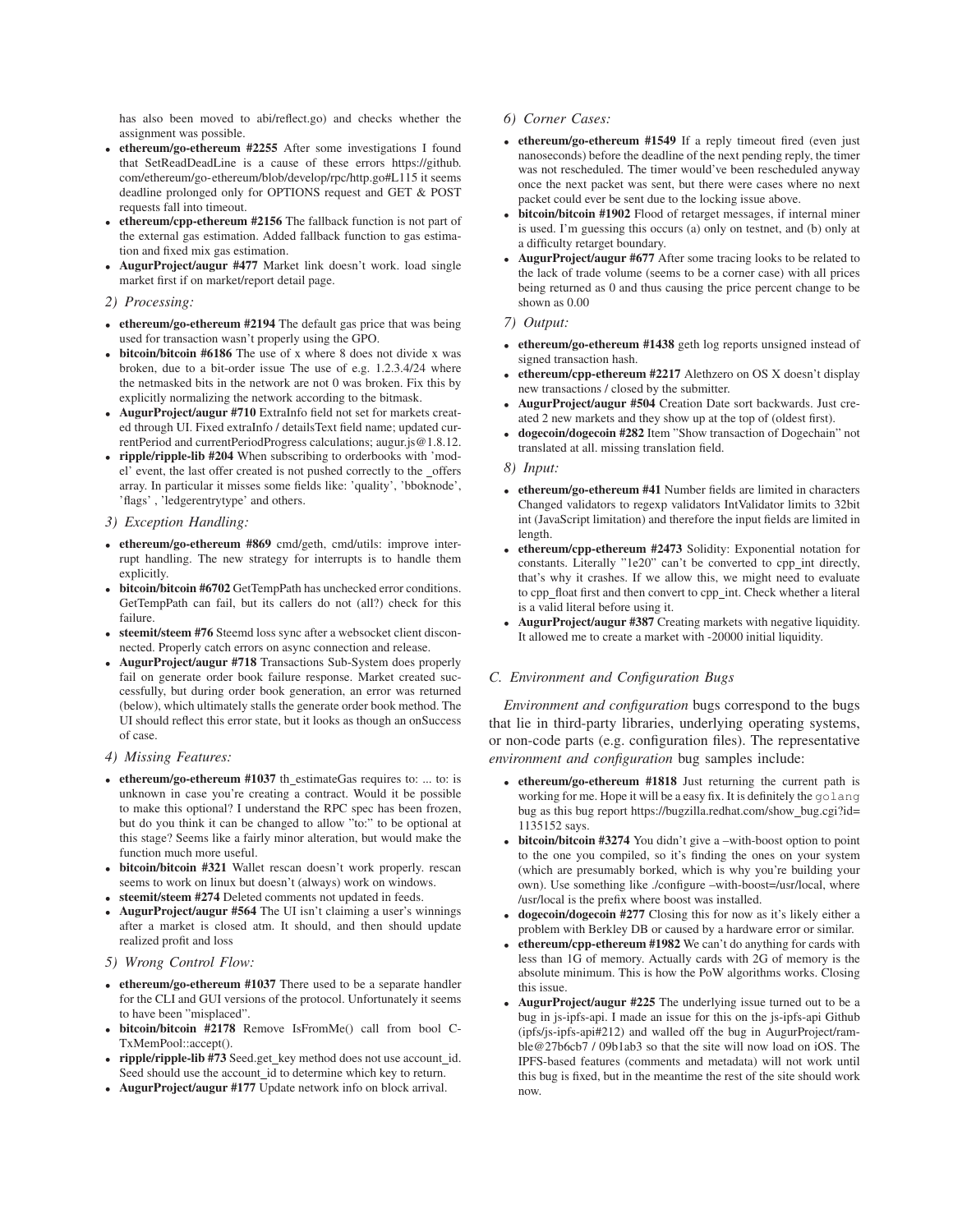has also been moved to abi/reflect.go) and checks whether the assignment was possible.

- **ethereum/go-ethereum #2255** After some investigations I found that SetReadDeadLine is a cause of these errors https://github.com/ethereum/go-ethereum/blob/develop/rpc/http.go#L115 it seems deadline prolonged only for OPTIONS request and GET & POST requests fall into timeout.
- **ethereum/cpp-ethereum #2156** The fallback function is not part of the external gas estimation. Added fallback function to gas estimation and fixed mix gas estimation.
- **AugurProject/augur #477** Market link doesn't work. load single market first if on market/report detail page.

*2) Processing:*

- **ethereum/go-ethereum #2194** The default gas price that was being used for transaction wasn't properly using the GPO.
- **bitcoin/bitcoin #6186** The use of x where 8 does not divide x was broken, due to a bit-order issue The use of e.g. 1.2.3.4/24 where the netmasked bits in the network are not 0 was broken. Fix this by explicitly normalizing the network according to the bitmask.
- **AugurProject/augur #710** ExtraInfo field not set for markets created through UI. Fixed extraInfo / detailsText field name; updated currentPeriod and currentPeriodProgress calculations; augur.js@1.8.12.
- **ripple/ripple-lib #204** When subscribing to orderbooks with 'model' event, the last offer created is not pushed correctly to the _offers array. In particular it misses some fields like: 'quality', 'bboknode', 'flags' , 'ledgerentrytype' and others.

*3) Exception Handling:*

- **ethereum/go-ethereum #869** cmd/geth, cmd/utils: improve interrupt handling. The new strategy for interrupts is to handle them explicitly.
- **bitcoin/bitcoin #6702** GetTempPath has unchecked error conditions. GetTempPath can fail, but its callers do not (all?) check for this failure.
- **steemit/steem #76** Steemd loss sync after a websocket client disconnected. Properly catch errors on async connection and release.
- **AugurProject/augur #718** Transactions Sub-System does properly fail on generate order book failure response. Market created successfully, but during order book generation, an error was returned (below), which ultimately stalls the generate order book method. The UI should reflect this error state, but it looks as though an onSuccess of case.

*4) Missing Features:*

- **ethereum/go-ethereum #1037** th_estimateGas requires to: ... to: is unknown in case you're creating a contract. Would it be possible to make this optional? I understand the RPC spec has been frozen, but do you think it can be changed to allow "to:" to be optional at this stage? Seems like a fairly minor alteration, but would make the function much more useful.
- **bitcoin/bitcoin #321** Wallet rescan doesn't work properly. rescan seems to work on linux but doesn't (always) work on windows.
- **steemit/steem #274** Deleted comments not updated in feeds.
- **AugurProject/augur #564** The UI isn't claiming a user's winnings after a market is closed atm. It should, and then should update realized profit and loss

*5) Wrong Control Flow:*

- **ethereum/go-ethereum #1037** There used to be a separate handler for the CLI and GUI versions of the protocol. Unfortunately it seems to have been "misplaced".
- **bitcoin/bitcoin #2178** Remove IsFromMe() call from bool CTxMemPool::accept().
- **ripple/ripple-lib #73** Seed.get_key method does not use account_id. Seed should use the account_id to determine which key to return.
- **AugurProject/augur #177** Update network info on block arrival.

*6) Corner Cases:*

- **ethereum/go-ethereum #1549** If a reply timeout fired (even just nanoseconds) before the deadline of the next pending reply, the timer was not rescheduled. The timer would've been rescheduled anyway once the next packet was sent, but there were cases where no next packet could ever be sent due to the locking issue above.
- **bitcoin/bitcoin #1902** Flood of retarget messages, if internal miner is used. I'm guessing this occurs (a) only on testnet, and (b) only at a difficulty retarget boundary.
- **AugurProject/augur #677** After some tracing looks to be related to the lack of trade volume (seems to be a corner case) with all prices being returned as 0 and thus causing the price percent change to be shown as 0.00

*7) Output:*

- **ethereum/go-ethereum #1438** geth log reports unsigned instead of signed transaction hash.
- **ethereum/go-ethereum #2217** Alethzero on OS X doesn't display new transactions / closed by the submitter.
- **AugurProject/augur #504** Creation Date sort backwards. Just created 2 new markets and they show up at the top of (oldest first).
- **dogecoin/dogecoin #282** Item "Show transaction of Dogechain" not translated at all. missing translation field.

*8) Input:*

- **ethereum/go-ethereum #41** Number fields are limited in characters Changed validators to regexp validators IntValidator limits to 32bit int (JavaScript limitation) and therefore the input fields are limited in length.
- **ethereum/cpp-ethereum #2473** Solidity: Exponential notation for constants. Literally "1e20" can't be converted to cpp_int directly, that's why it crashes. If we allow this, we might need to evaluate to cpp_float first and then convert to cpp_int. Check whether a literal is a valid literal before using it.
- **AugurProject/augur #387** Creating markets with negative liquidity. It allowed me to create a market with -20000 initial liquidity.

### C. Environment and Configuration Bugs

*Environment and configuration* bugs correspond to the bugs that lie in third-party libraries, underlying operating systems, or non-code parts (e.g. configuration files). The representative *environment and configuration* bug samples include:

- **ethereum/go-ethereum #1818** Just returning the current path is working for me. Hope it will be a easy fix. It is definitely the `golang` bug as this bug report https://bugzilla.redhat.com/show_bug.cgi?id=1135152 says.
- **bitcoin/bitcoin #3274** You didn't give a –with-boost option to point to the one you compiled, so it's finding the ones on your system (which are presumably borked, which is why you're building your own). Use something like ./configure –with-boost=/usr/local, where /usr/local is the prefix where boost was installed.
- **dogecoin/dogecoin #277** Closing this for now as it's likely either a problem with Berkley DB or caused by a hardware error or similar.
- **ethereum/cpp-ethereum #1982** We can't do anything for cards with less than 1G of memory. Actually cards with 2G of memory is the absolute minimum. This is how the PoW algorithms works. Closing this issue.
- **AugurProject/augur #225** The underlying issue turned out to be a bug in js-ipfs-api. I made an issue for this on the js-ipfs-api Github (ipfs/js-ipfs-api#212) and walled off the bug in AugurProject/ramble@27b6cb7 / 09b1ab3 so that the site will now load on iOS. The IPFS-based features (comments and metadata) will not work until this bug is fixed, but in the meantime the rest of the site should work now.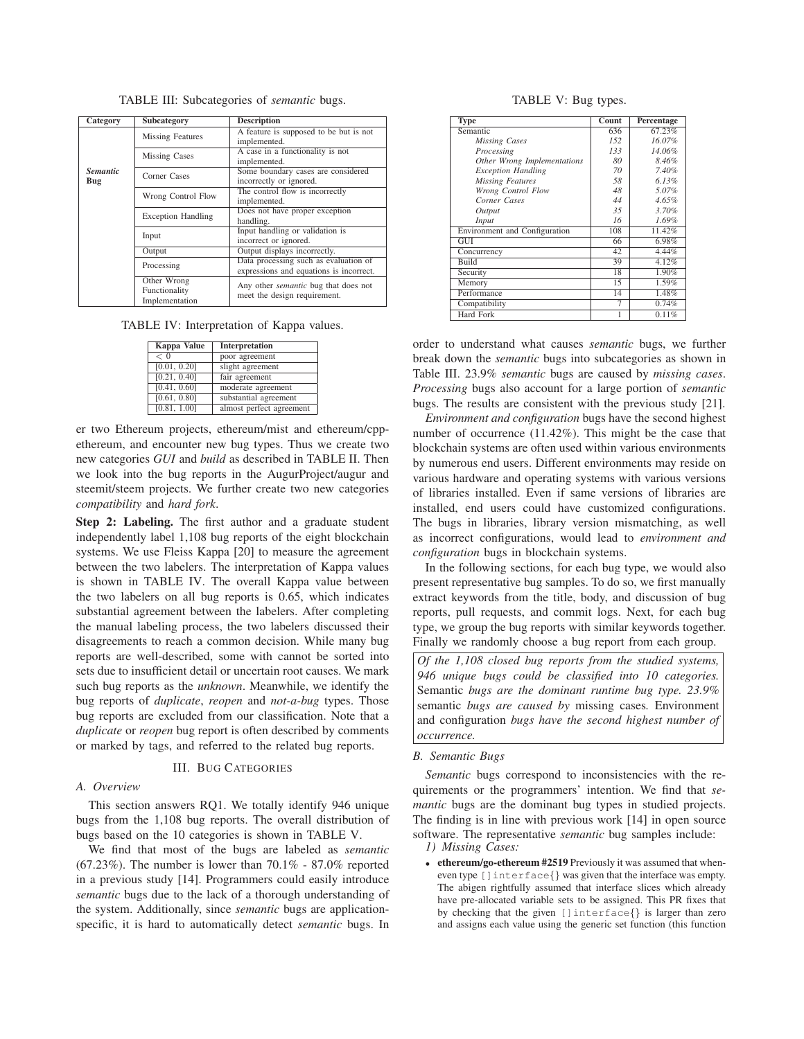TABLE III: Subcategories of *semantic* bugs.

| Category | Subcategory | Description |
|---|---|---|
| ***Semantic* Bug** | Missing Features | A feature is supposed to be but is not implemented. |
| | Missing Cases | A case in a functionality is not implemented. |
| | Corner Cases | Some boundary cases are considered incorrectly or ignored. |
| | Wrong Control Flow | The control flow is incorrectly implemented. |
| | Exception Handling | Does not have proper exception handling. |
| | Input | Input handling or validation is incorrect or ignored. |
| | Output | Output displays incorrectly. |
| | Processing | Data processing such as evaluation of expressions and equations is incorrect. |
| | Other Wrong Functionality Implementation | Any other *semantic* bug that does not meet the design requirement. |

TABLE IV: Interpretation of Kappa values.

| Kappa Value | Interpretation |
|---|---|
| $< 0$ | poor agreement |
| [0.01, 0.20] | slight agreement |
| [0.21, 0.40] | fair agreement |
| [0.41, 0.60] | moderate agreement |
| [0.61, 0.80] | substantial agreement |
| [0.81, 1.00] | almost perfect agreement |

er two Ethereum projects, ethereum/mist and ethereum/cpp-ethereum, and encounter new bug types. Thus we create two new categories *GUI* and *build* as described in TABLE II. Then we look into the bug reports in the AugurProject/augur and steemit/steem projects. We further create two new categories *compatibility* and *hard fork*.

**Step 2: Labeling.** The first author and a graduate student independently label 1,108 bug reports of the eight blockchain systems. We use Fleiss Kappa [20] to measure the agreement between the two labelers. The interpretation of Kappa values is shown in TABLE IV. The overall Kappa value between the two labelers on all bug reports is 0.65, which indicates substantial agreement between the labelers. After completing the manual labeling process, the two labelers discussed their disagreements to reach a common decision. While many bug reports are well-described, some with cannot be sorted into sets due to insufficient detail or uncertain root causes. We mark such bug reports as the *unknown*. Meanwhile, we identify the bug reports of *duplicate*, *reopen* and *not-a-bug* types. Those bug reports are excluded from our classification. Note that a *duplicate* or *reopen* bug report is often described by comments or marked by tags, and referred to the related bug reports.

## III. Bug Categories

### A. Overview

This section answers RQ1. We totally identify 946 unique bugs from the 1,108 bug reports. The overall distribution of bugs based on the 10 categories is shown in TABLE V.

We find that most of the bugs are labeled as *semantic* (67.23%). The number is lower than 70.1% - 87.0% reported in a previous study [14]. Programmers could easily introduce *semantic* bugs due to the lack of a thorough understanding of the system. Additionally, since *semantic* bugs are application-specific, it is hard to automatically detect *semantic* bugs. In order to understand what causes *semantic* bugs, we further break down the *semantic* bugs into subcategories as shown in Table III. 23.9% *semantic* bugs are caused by *missing cases*. *Processing* bugs also account for a large portion of *semantic* bugs. The results are consistent with the previous study [21].

TABLE V: Bug types.

| Type | Count | Percentage |
|---|---|---|
| Semantic | 636 | 67.23% |
| *Missing Cases* | *152* | *16.07%* |
| *Processing* | *133* | *14.06%* |
| *Other Wrong Implementations* | *80* | *8.46%* |
| *Exception Handling* | *70* | *7.40%* |
| *Missing Features* | *58* | *6.13%* |
| *Wrong Control Flow* | *48* | *5.07%* |
| *Corner Cases* | *44* | *4.65%* |
| *Output* | *35* | *3.70%* |
| *Input* | *16* | *1.69%* |
| Environment and Configuration | 108 | 11.42% |
| GUI | 66 | 6.98% |
| Concurrency | 42 | 4.44% |
| Build | 39 | 4.12% |
| Security | 18 | 1.90% |
| Memory | 15 | 1.59% |
| Performance | 14 | 1.48% |
| Compatibility | 7 | 0.74% |
| Hard Fork | 1 | 0.11% |

*Environment and configuration* bugs have the second highest number of occurrence (11.42%). This might be the case that blockchain systems are often used within various environments by numerous end users. Different environments may reside on various hardware and operating systems with various versions of libraries installed. Even if same versions of libraries are installed, end users could have customized configurations. The bugs in libraries, library version mismatching, as well as incorrect configurations, would lead to *environment and configuration* bugs in blockchain systems.

In the following sections, for each bug type, we would also present representative bug samples. To do so, we first manually extract keywords from the title, body, and discussion of bug reports, pull requests, and commit logs. Next, for each bug type, we group the bug reports with similar keywords together. Finally we randomly choose a bug report from each group.

> *Of the 1,108 closed bug reports from the studied systems, 946 unique bugs could be classified into 10 categories.* Semantic *bugs are the dominant runtime bug type. 23.9%* semantic *bugs are caused by* missing cases*.* Environment and configuration *bugs have the second highest number of occurrence.*

### B. Semantic Bugs

*Semantic* bugs correspond to inconsistencies with the requirements or the programmers' intention. We find that *semantic* bugs are the dominant bug types in studied projects. The finding is in line with previous work [14] in open source software. The representative *semantic* bug samples include:

*1) Missing Cases:*

- **ethereum/go-ethereum #2519** Previously it was assumed that wheneven type `[]interface{}` was given that the interface was empty. The abigen rightfully assumed that interface slices which already have pre-allocated variable sets to be assigned. This PR fixes that by checking that the given `[]interface{}` is larger than zero and assigns each value using the generic set function (this function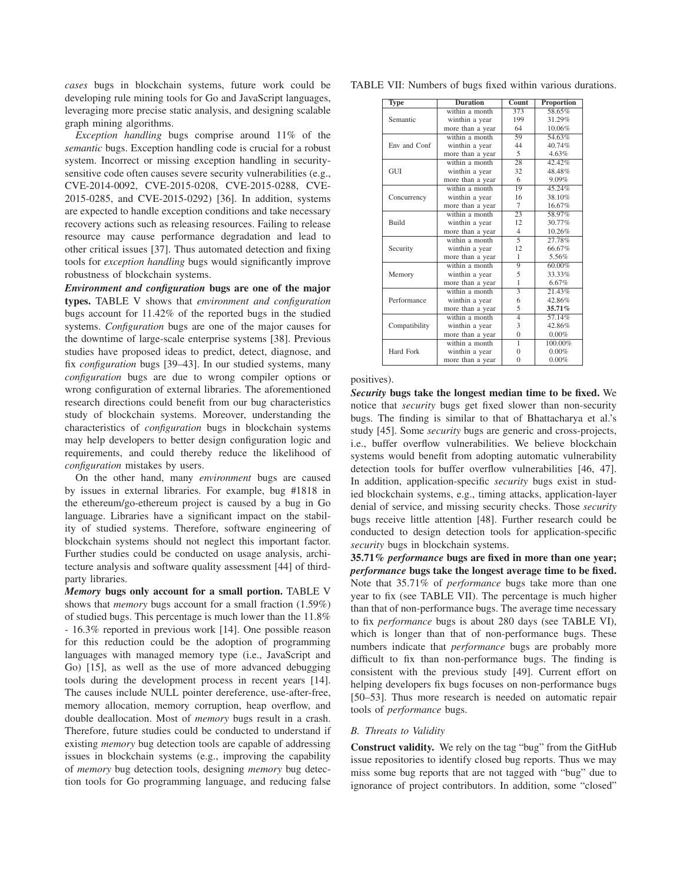*cases* bugs in blockchain systems, future work could be developing rule mining tools for Go and JavaScript languages, leveraging more precise static analysis, and designing scalable graph mining algorithms.

*Exception handling* bugs comprise around 11% of the *semantic* bugs. Exception handling code is crucial for a robust system. Incorrect or missing exception handling in security-sensitive code often causes severe security vulnerabilities (e.g., CVE-2014-0092, CVE-2015-0208, CVE-2015-0288, CVE-2015-0285, and CVE-2015-0292) [36]. In addition, systems are expected to handle exception conditions and take necessary recovery actions such as releasing resources. Failing to release resource may cause performance degradation and lead to other critical issues [37]. Thus automated detection and fixing tools for *exception handling* bugs would significantly improve robustness of blockchain systems.

***Environment and configuration* bugs are one of the major types.** TABLE V shows that *environment and configuration* bugs account for 11.42% of the reported bugs in the studied systems. *Configuration* bugs are one of the major causes for the downtime of large-scale enterprise systems [38]. Previous studies have proposed ideas to predict, detect, diagnose, and fix *configuration* bugs [39–43]. In our studied systems, many *configuration* bugs are due to wrong compiler options or wrong configuration of external libraries. The aforementioned research directions could benefit from our bug characteristics study of blockchain systems. Moreover, understanding the characteristics of *configuration* bugs in blockchain systems may help developers to better design configuration logic and requirements, and could thereby reduce the likelihood of *configuration* mistakes by users.

On the other hand, many *environment* bugs are caused by issues in external libraries. For example, bug #1818 in the ethereum/go-ethereum project is caused by a bug in Go language. Libraries have a significant impact on the stability of studied systems. Therefore, software engineering of blockchain systems should not neglect this important factor. Further studies could be conducted on usage analysis, architecture analysis and software quality assessment [44] of third-party libraries.

***Memory* bugs only account for a small portion.** TABLE V shows that *memory* bugs account for a small fraction (1.59%) of studied bugs. This percentage is much lower than the 11.8% - 16.3% reported in previous work [14]. One possible reason for this reduction could be the adoption of programming languages with managed memory type (i.e., JavaScript and Go) [15], as well as the use of more advanced debugging tools during the development process in recent years [14]. The causes include NULL pointer dereference, use-after-free, memory allocation, memory corruption, heap overflow, and double deallocation. Most of *memory* bugs result in a crash. Therefore, future studies could be conducted to understand if existing *memory* bug detection tools are capable of addressing issues in blockchain systems (e.g., improving the capability of *memory* bug detection tools, designing *memory* bug detection tools for Go programming language, and reducing false positives).

TABLE VII: Numbers of bugs fixed within various durations.

| Type | Duration | Count | Proportion |
|---|---|---|---|
| Semantic | within a month | 373 | 58.65% |
| | winthin a year | 199 | 31.29% |
| | more than a year | 64 | 10.06% |
| Env and Conf | within a month | 59 | 54.63% |
| | winthin a year | 44 | 40.74% |
| | more than a year | 5 | 4.63% |
| GUI | within a month | 28 | 42.42% |
| | winthin a year | 32 | 48.48% |
| | more than a year | 6 | 9.09% |
| Concurrency | within a month | 19 | 45.24% |
| | winthin a year | 16 | 38.10% |
| | more than a year | 7 | 16.67% |
| Build | within a month | 23 | 58.97% |
| | winthin a year | 12 | 30.77% |
| | more than a year | 4 | 10.26% |
| Security | within a month | 5 | 27.78% |
| | winthin a year | 12 | 66.67% |
| | more than a year | 1 | 5.56% |
| Memory | within a month | 9 | 60.00% |
| | winthin a year | 5 | 33.33% |
| | more than a year | 1 | 6.67% |
| Performance | within a month | 3 | 21.43% |
| | winthin a year | 6 | 42.86% |
| | more than a year | 5 | **35.71%** |
| Compatibility | within a month | 4 | 57.14% |
| | winthin a year | 3 | 42.86% |
| | more than a year | 0 | 0.00% |
| Hard Fork | within a month | 1 | 100.00% |
| | winthin a year | 0 | 0.00% |
| | more than a year | 0 | 0.00% |

***Security* bugs take the longest median time to be fixed.** We notice that *security* bugs get fixed slower than non-security bugs. The finding is similar to that of Bhattacharya et al.'s study [45]. Some *security* bugs are generic and cross-projects, i.e., buffer overflow vulnerabilities. We believe blockchain systems would benefit from adopting automatic vulnerability detection tools for buffer overflow vulnerabilities [46, 47]. In addition, application-specific *security* bugs exist in studied blockchain systems, e.g., timing attacks, application-layer denial of service, and missing security checks. Those *security* bugs receive little attention [48]. Further research could be conducted to design detection tools for application-specific *security* bugs in blockchain systems.

**35.71% *performance* bugs are fixed in more than one year; *performance* bugs take the longest average time to be fixed.** Note that 35.71% of *performance* bugs take more than one year to fix (see TABLE VII). The percentage is much higher than that of non-performance bugs. The average time necessary to fix *performance* bugs is about 280 days (see TABLE VI), which is longer than that of non-performance bugs. These numbers indicate that *performance* bugs are probably more difficult to fix than non-performance bugs. The finding is consistent with the previous study [49]. Current effort on helping developers fix bugs focuses on non-performance bugs [50–53]. Thus more research is needed on automatic repair tools of *performance* bugs.

### *B. Threats to Validity*

**Construct validity.** We rely on the tag "bug" from the GitHub issue repositories to identify closed bug reports. Thus we may miss some bug reports that are not tagged with "bug" due to ignorance of project contributors. In addition, some "closed"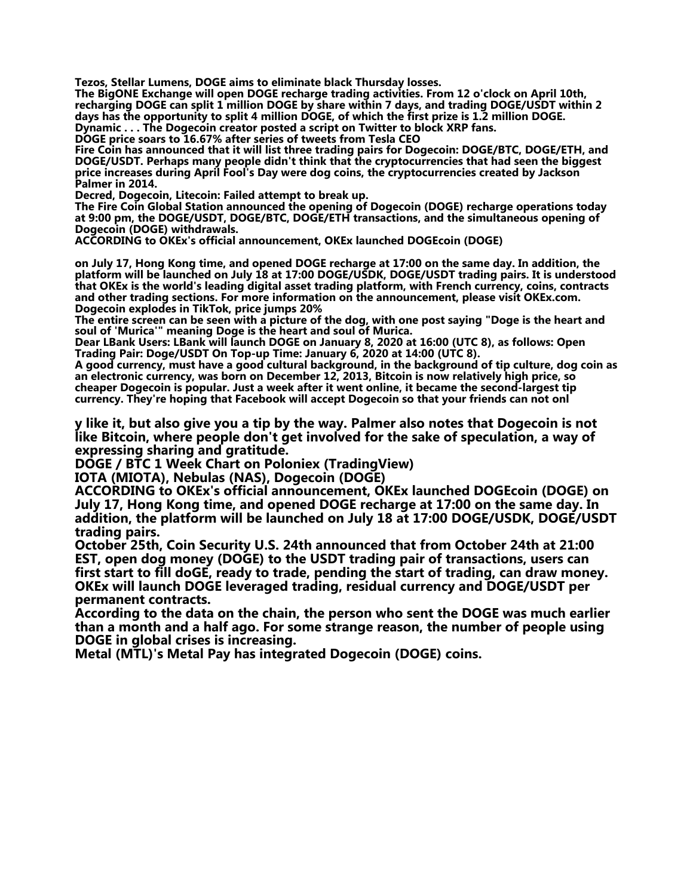**Tezos, Stellar Lumens, DOGE aims to eliminate black Thursday losses.**
**The BigONE Exchange will open DOGE recharge trading activities. From 12 o'clock on April 10th, recharging DOGE can split 1 million DOGE by share within 7 days, and trading DOGE/USDT within 2 days has the opportunity to split 4 million DOGE, of which the first prize is 1.2 million DOGE.**
**Dynamic . . . The Dogecoin creator posted a script on Twitter to block XRP fans.**
**DOGE price soars to 16.67% after series of tweets from Tesla CEO**
**Fire Coin has announced that it will list three trading pairs for Dogecoin: DOGE/BTC, DOGE/ETH, and DOGE/USDT. Perhaps many people didn't think that the cryptocurrencies that had seen the biggest price increases during April Fool's Day were dog coins, the cryptocurrencies created by Jackson Palmer in 2014.**
**Decred, Dogecoin, Litecoin: Failed attempt to break up.**
**The Fire Coin Global Station announced the opening of Dogecoin (DOGE) recharge operations today at 9:00 pm, the DOGE/USDT, DOGE/BTC, DOGE/ETH transactions, and the simultaneous opening of Dogecoin (DOGE) withdrawals.**
**ACCORDING to OKEx's official announcement, OKEx launched DOGEcoin (DOGE)**

**on July 17, Hong Kong time, and opened DOGE recharge at 17:00 on the same day. In addition, the platform will be launched on July 18 at 17:00 DOGE/USDK, DOGE/USDT trading pairs. It is understood that OKEx is the world's leading digital asset trading platform, with French currency, coins, contracts and other trading sections. For more information on the announcement, please visit OKEx.com.**
**Dogecoin explodes in TikTok, price jumps 20%**
**The entire screen can be seen with a picture of the dog, with one post saying "Doge is the heart and soul of 'Murica'" meaning Doge is the heart and soul of Murica.**
**Dear LBank Users: LBank will launch DOGE on January 8, 2020 at 16:00 (UTC 8), as follows: Open Trading Pair: Doge/USDT On Top-up Time: January 6, 2020 at 14:00 (UTC 8).**
**A good currency, must have a good cultural background, in the background of tip culture, dog coin as an electronic currency, was born on December 12, 2013, Bitcoin is now relatively high price, so cheaper Dogecoin is popular. Just a week after it went online, it became the second-largest tip currency. They're hoping that Facebook will accept Dogecoin so that your friends can not onl**

**y like it, but also give you a tip by the way. Palmer also notes that Dogecoin is not like Bitcoin, where people don't get involved for the sake of speculation, a way of expressing sharing and gratitude.**
**DOGE / BTC 1 Week Chart on Poloniex (TradingView)**
**IOTA (MIOTA), Nebulas (NAS), Dogecoin (DOGE)**
**ACCORDING to OKEx's official announcement, OKEx launched DOGEcoin (DOGE) on July 17, Hong Kong time, and opened DOGE recharge at 17:00 on the same day. In addition, the platform will be launched on July 18 at 17:00 DOGE/USDK, DOGE/USDT trading pairs.**
**October 25th, Coin Security U.S. 24th announced that from October 24th at 21:00 EST, open dog money (DOGE) to the USDT trading pair of transactions, users can first start to fill doGE, ready to trade, pending the start of trading, can draw money.**
**OKEx will launch DOGE leveraged trading, residual currency and DOGE/USDT per permanent contracts.**
**According to the data on the chain, the person who sent the DOGE was much earlier than a month and a half ago. For some strange reason, the number of people using DOGE in global crises is increasing.**
**Metal (MTL)'s Metal Pay has integrated Dogecoin (DOGE) coins.**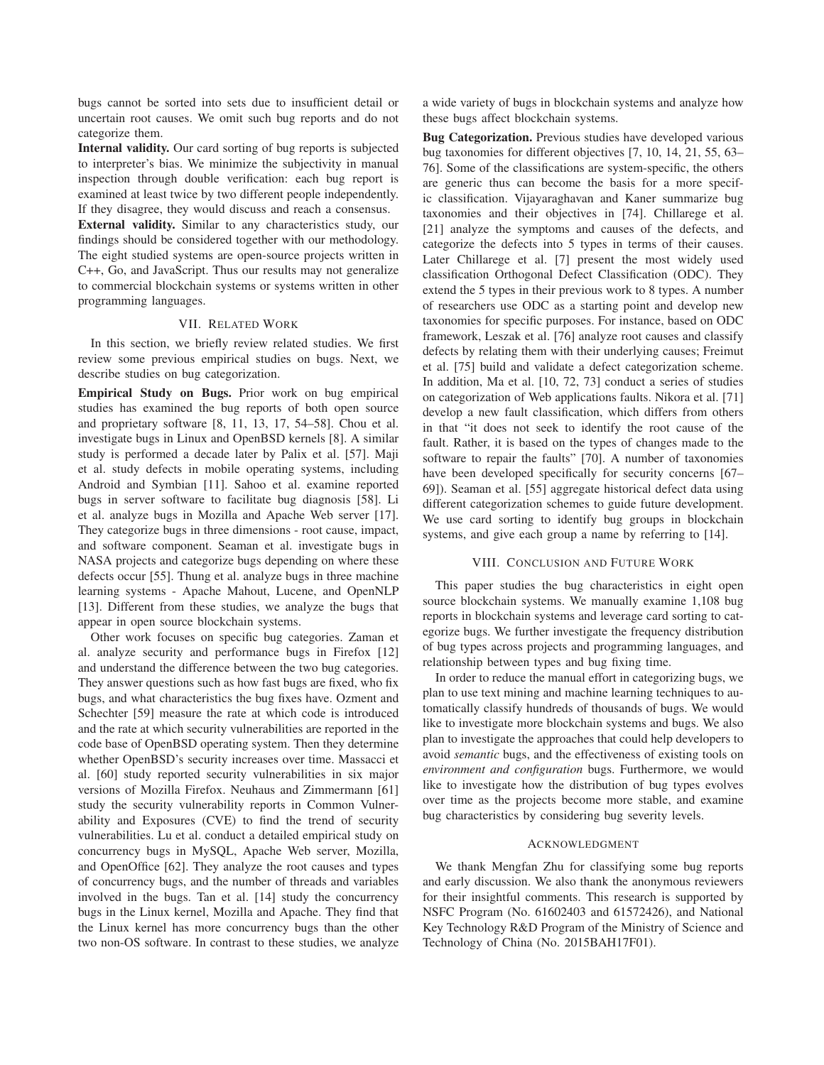bugs cannot be sorted into sets due to insufficient detail or uncertain root causes. We omit such bug reports and do not categorize them.

**Internal validity.** Our card sorting of bug reports is subjected to interpreter's bias. We minimize the subjectivity in manual inspection through double verification: each bug report is examined at least twice by two different people independently. If they disagree, they would discuss and reach a consensus.

**External validity.** Similar to any characteristics study, our findings should be considered together with our methodology. The eight studied systems are open-source projects written in C++, Go, and JavaScript. Thus our results may not generalize to commercial blockchain systems or systems written in other programming languages.

## VII. Related Work

In this section, we briefly review related studies. We first review some previous empirical studies on bugs. Next, we describe studies on bug categorization.

**Empirical Study on Bugs.** Prior work on bug empirical studies has examined the bug reports of both open source and proprietary software [8, 11, 13, 17, 54–58]. Chou et al. investigate bugs in Linux and OpenBSD kernels [8]. A similar study is performed a decade later by Palix et al. [57]. Maji et al. study defects in mobile operating systems, including Android and Symbian [11]. Sahoo et al. examine reported bugs in server software to facilitate bug diagnosis [58]. Li et al. analyze bugs in Mozilla and Apache Web server [17]. They categorize bugs in three dimensions - root cause, impact, and software component. Seaman et al. investigate bugs in NASA projects and categorize bugs depending on where these defects occur [55]. Thung et al. analyze bugs in three machine learning systems - Apache Mahout, Lucene, and OpenNLP [13]. Different from these studies, we analyze the bugs that appear in open source blockchain systems.

Other work focuses on specific bug categories. Zaman et al. analyze security and performance bugs in Firefox [12] and understand the difference between the two bug categories. They answer questions such as how fast bugs are fixed, who fix bugs, and what characteristics the bug fixes have. Ozment and Schechter [59] measure the rate at which code is introduced and the rate at which security vulnerabilities are reported in the code base of OpenBSD operating system. Then they determine whether OpenBSD's security increases over time. Massacci et al. [60] study reported security vulnerabilities in six major versions of Mozilla Firefox. Neuhaus and Zimmermann [61] study the security vulnerability reports in Common Vulnerability and Exposures (CVE) to find the trend of security vulnerabilities. Lu et al. conduct a detailed empirical study on concurrency bugs in MySQL, Apache Web server, Mozilla, and OpenOffice [62]. They analyze the root causes and types of concurrency bugs, and the number of threads and variables involved in the bugs. Tan et al. [14] study the concurrency bugs in the Linux kernel, Mozilla and Apache. They find that the Linux kernel has more concurrency bugs than the other two non-OS software. In contrast to these studies, we analyze a wide variety of bugs in blockchain systems and analyze how these bugs affect blockchain systems.

**Bug Categorization.** Previous studies have developed various bug taxonomies for different objectives [7, 10, 14, 21, 55, 63–76]. Some of the classifications are system-specific, the others are generic thus can become the basis for a more specific classification. Vijayaraghavan and Kaner summarize bug taxonomies and their objectives in [74]. Chillarege et al. [21] analyze the symptoms and causes of the defects, and categorize the defects into 5 types in terms of their causes. Later Chillarege et al. [7] present the most widely used classification Orthogonal Defect Classification (ODC). They extend the 5 types in their previous work to 8 types. A number of researchers use ODC as a starting point and develop new taxonomies for specific purposes. For instance, based on ODC framework, Leszak et al. [76] analyze root causes and classify defects by relating them with their underlying causes; Freimut et al. [75] build and validate a defect categorization scheme. In addition, Ma et al. [10, 72, 73] conduct a series of studies on categorization of Web applications faults. Nikora et al. [71] develop a new fault classification, which differs from others in that "it does not seek to identify the root cause of the fault. Rather, it is based on the types of changes made to the software to repair the faults" [70]. A number of taxonomies have been developed specifically for security concerns [67–69]). Seaman et al. [55] aggregate historical defect data using different categorization schemes to guide future development. We use card sorting to identify bug groups in blockchain systems, and give each group a name by referring to [14].

## VIII. Conclusion and Future Work

This paper studies the bug characteristics in eight open source blockchain systems. We manually examine 1,108 bug reports in blockchain systems and leverage card sorting to categorize bugs. We further investigate the frequency distribution of bug types across projects and programming languages, and relationship between types and bug fixing time.

In order to reduce the manual effort in categorizing bugs, we plan to use text mining and machine learning techniques to automatically classify hundreds of thousands of bugs. We would like to investigate more blockchain systems and bugs. We also plan to investigate the approaches that could help developers to avoid *semantic* bugs, and the effectiveness of existing tools on *environment and configuration* bugs. Furthermore, we would like to investigate how the distribution of bug types evolves over time as the projects become more stable, and examine bug characteristics by considering bug severity levels.

## Acknowledgment

We thank Mengfan Zhu for classifying some bug reports and early discussion. We also thank the anonymous reviewers for their insightful comments. This research is supported by NSFC Program (No. 61602403 and 61572426), and National Key Technology R&D Program of the Ministry of Science and Technology of China (No. 2015BAH17F01).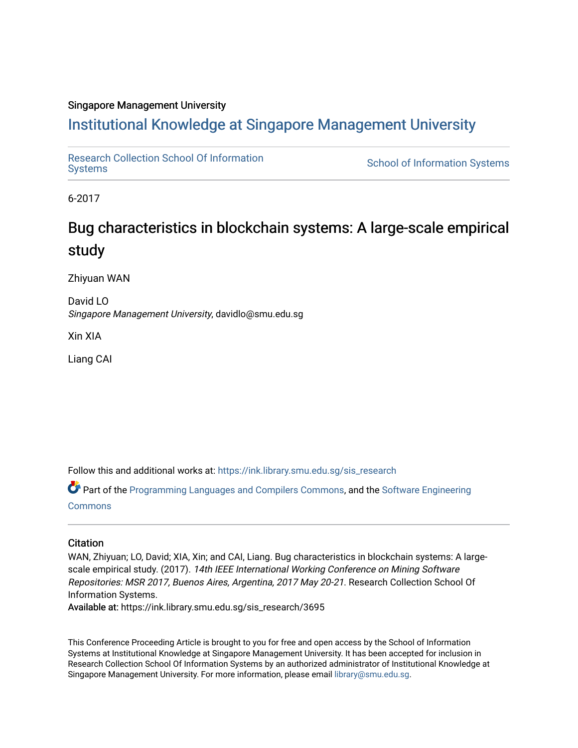Singapore Management University

# Institutional Knowledge at Singapore Management University

Research Collection School Of Information Systems

School of Information Systems

6-2017

# Bug characteristics in blockchain systems: A large-scale empirical study

Zhiyuan WAN

David LO
*Singapore Management University*, davidlo@smu.edu.sg

Xin XIA

Liang CAI

Follow this and additional works at: https://ink.library.smu.edu.sg/sis_research

Part of the Programming Languages and Compilers Commons, and the Software Engineering Commons

## Citation

WAN, Zhiyuan; LO, David; XIA, Xin; and CAI, Liang. Bug characteristics in blockchain systems: A large-scale empirical study. (2017). *14th IEEE International Working Conference on Mining Software Repositories: MSR 2017, Buenos Aires, Argentina, 2017 May 20-21*. Research Collection School Of Information Systems.

**Available at:** https://ink.library.smu.edu.sg/sis_research/3695

This Conference Proceeding Article is brought to you for free and open access by the School of Information Systems at Institutional Knowledge at Singapore Management University. It has been accepted for inclusion in Research Collection School Of Information Systems by an authorized administrator of Institutional Knowledge at Singapore Management University. For more information, please email library@smu.edu.sg.